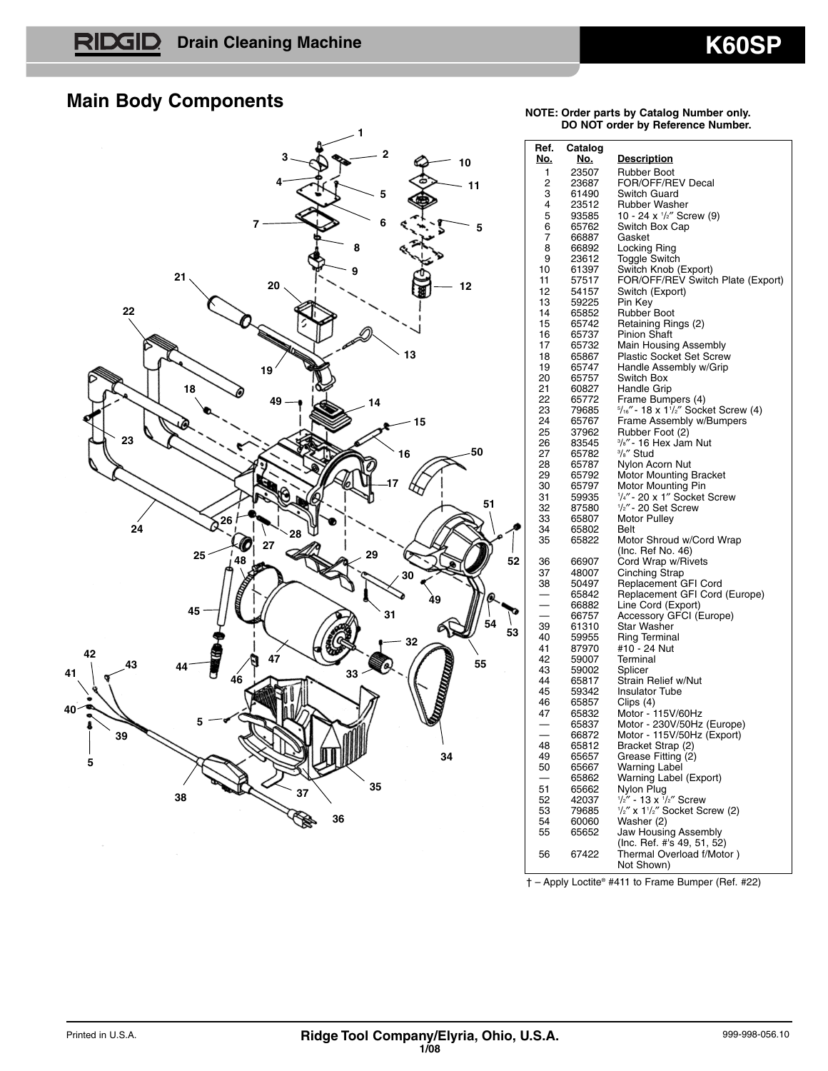# RIDGID Drain Cleaning Machine K60SP

## Main Body Components

**NOTE: Order parts by Catalog Number only. DO NOT order by Reference Number.**

| Ref. No. | Catalog No. | Description |
|---|---|---|
| 1 | 23507 | Rubber Boot |
| 2 | 23687 | FOR/OFF/REV Decal |
| 3 | 61490 | Switch Guard |
| 4 | 23512 | Rubber Washer |
| 5 | 93585 | 10 - 24 x 1/2″ Screw (9) |
| 6 | 65762 | Switch Box Cap |
| 7 | 66887 | Gasket |
| 8 | 66892 | Locking Ring |
| 9 | 23612 | Toggle Switch |
| 10 | 61397 | Switch Knob (Export) |
| 11 | 57517 | FOR/OFF/REV Switch Plate (Export) |
| 12 | 54157 | Switch (Export) |
| 13 | 59225 | Pin Key |
| 14 | 65852 | Rubber Boot |
| 15 | 65742 | Retaining Rings (2) |
| 16 | 65737 | Pinion Shaft |
| 17 | 65732 | Main Housing Assembly |
| 18 | 65867 | Plastic Socket Set Screw |
| 19 | 65747 | Handle Assembly w/Grip |
| 20 | 65757 | Switch Box |
| 21 | 60827 | Handle Grip |
| 22 | 65772 | Frame Bumpers (4) |
| 23 | 79685 | 5/16″ - 18 x 1 1/2″ Socket Screw (4) |
| 24 | 65767 | Frame Assembly w/Bumpers |
| 25 | 37962 | Rubber Foot (2) |
| 26 | 83545 | 3/8″ - 16 Hex Jam Nut |
| 27 | 65782 | 3/8″ Stud |
| 28 | 65787 | Nylon Acorn Nut |
| 29 | 65792 | Motor Mounting Bracket |
| 30 | 65797 | Motor Mounting Pin |
| 31 | 59935 | 1/4″ - 20 x 1″ Socket Screw |
| 32 | 87580 | 1/2″ - 20 Set Screw |
| 33 | 65807 | Motor Pulley |
| 34 | 65802 | Belt |
| 35 | 65822 | Motor Shroud w/Cord Wrap (Inc. Ref No. 46) |
| 36 | 66907 | Cord Wrap w/Rivets |
| 37 | 48007 | Cinching Strap |
| 38 | 50497 | Replacement GFI Cord |
| — | 65842 | Replacement GFI Cord (Europe) |
| — | 66882 | Line Cord (Export) |
| — | 66757 | Accessory GFCI (Europe) |
| 39 | 61310 | Star Washer |
| 40 | 59955 | Ring Terminal |
| 41 | 87970 | #10 - 24 Nut |
| 42 | 59007 | Terminal |
| 43 | 59002 | Splicer |
| 44 | 65817 | Strain Relief w/Nut |
| 45 | 59342 | Insulator Tube |
| 46 | 65857 | Clips (4) |
| 47 | 65832 | Motor - 115V/60Hz |
| — | 65837 | Motor - 230V/50Hz (Europe) |
| — | 66872 | Motor - 115V/50Hz (Export) |
| 48 | 65812 | Bracket Strap (2) |
| 49 | 65657 | Grease Fitting (2) |
| 50 | 65667 | Warning Label |
| — | 65862 | Warning Label (Export) |
| 51 | 65662 | Nylon Plug |
| 52 | 42037 | 1/2″ - 13 x 1/2″ Screw |
| 53 | 79685 | 1/2″ x 1 1/2″ Socket Screw (2) |
| 54 | 60060 | Washer (2) |
| 55 | 65652 | Jaw Housing Assembly (Inc. Ref. #'s 49, 51, 52) |
| 56 | 67422 | Thermal Overload f/Motor ) Not Shown) |

† – Apply Loctite® #411 to Frame Bumper (Ref. #22)

Printed in U.S.A. — Ridge Tool Company/Elyria, Ohio, U.S.A. — 999-998-056.10 — 1/08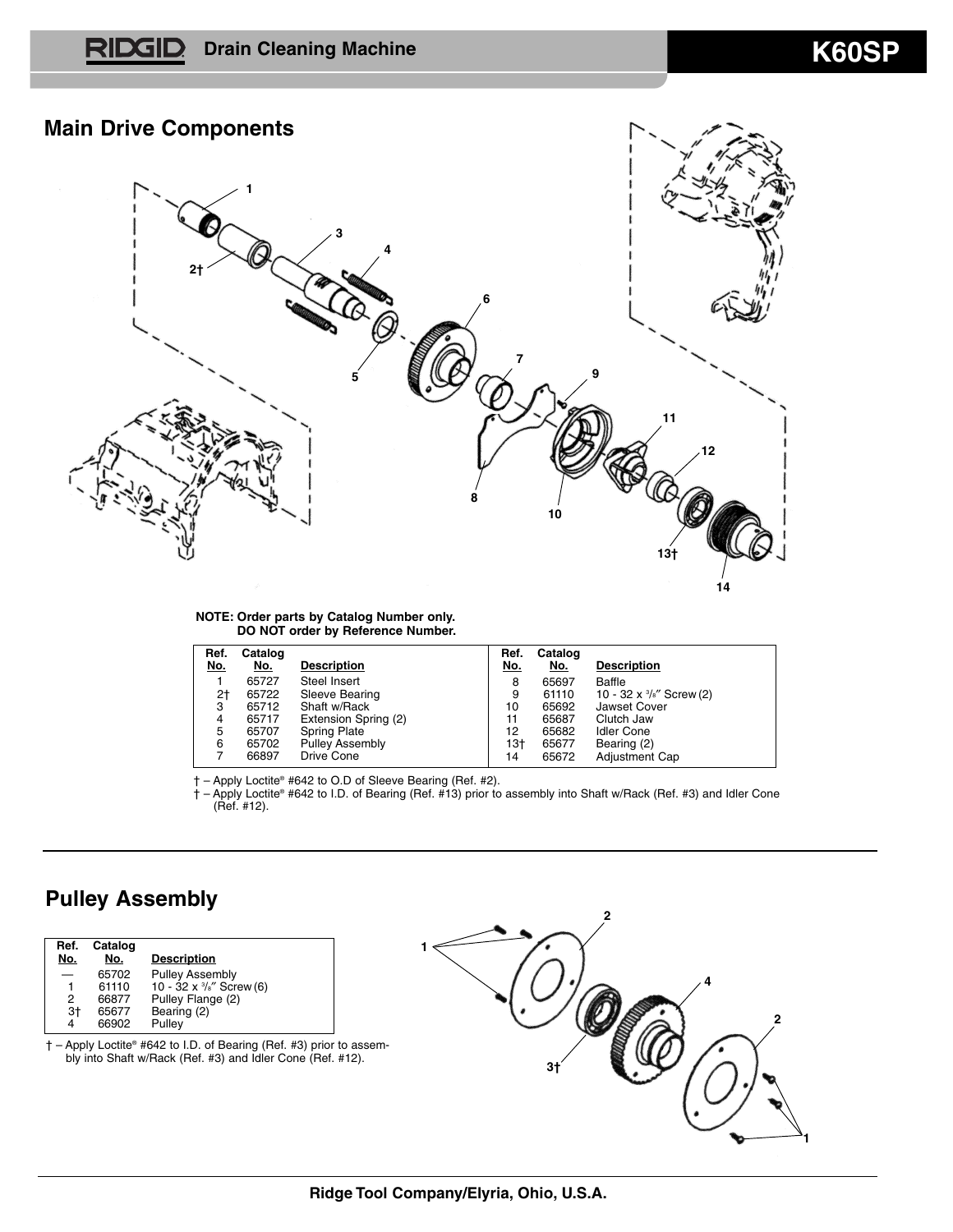# RIDGID Drain Cleaning Machine K60SP

## Main Drive Components

**NOTE: Order parts by Catalog Number only.**
**DO NOT order by Reference Number.**

| Ref. No. | Catalog No. | Description | Ref. No. | Catalog No. | Description |
|---|---|---|---|---|---|
| 1 | 65727 | Steel Insert | 8 | 65697 | Baffle |
| 2† | 65722 | Sleeve Bearing | 9 | 61110 | 10 - 32 x 3/8″ Screw (2) |
| 3 | 65712 | Shaft w/Rack | 10 | 65692 | Jawset Cover |
| 4 | 65717 | Extension Spring (2) | 11 | 65687 | Clutch Jaw |
| 5 | 65707 | Spring Plate | 12 | 65682 | Idler Cone |
| 6 | 65702 | Pulley Assembly | 13† | 65677 | Bearing (2) |
| 7 | 66897 | Drive Cone | 14 | 65672 | Adjustment Cap |

† – Apply Loctite® #642 to O.D of Sleeve Bearing (Ref. #2).
† – Apply Loctite® #642 to I.D. of Bearing (Ref. #13) prior to assembly into Shaft w/Rack (Ref. #3) and Idler Cone (Ref. #12).

---

## Pulley Assembly

| Ref. No. | Catalog No. | Description |
|---|---|---|
| — | 65702 | Pulley Assembly |
| 1 | 61110 | 10 - 32 x 3/8″ Screw (6) |
| 2 | 66877 | Pulley Flange (2) |
| 3† | 65677 | Bearing (2) |
| 4 | 66902 | Pulley |

† – Apply Loctite® #642 to I.D. of Bearing (Ref. #3) prior to assembly into Shaft w/Rack (Ref. #3) and Idler Cone (Ref. #12).

Ridge Tool Company/Elyria, Ohio, U.S.A.